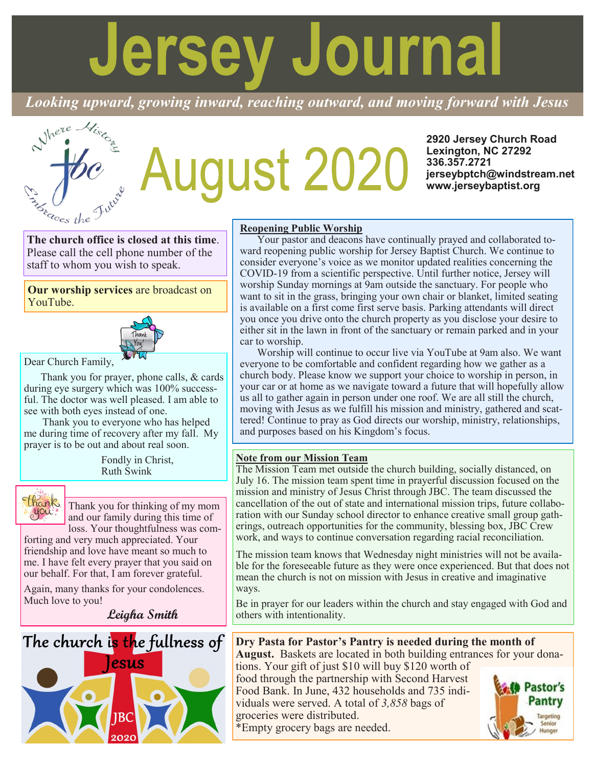# Jersey Journal

*Looking upward, growing inward, reaching outward, and moving forward with Jesus*

Where History Embraces the Future

# August 2020

**2920 Jersey Church Road**
**Lexington, NC 27292**
**336.357.2721**
**jerseybptch@windstream.net**
**www.jerseybaptist.org**

**The church office is closed at this time**. Please call the cell phone number of the staff to whom you wish to speak.

**Our worship services** are broadcast on YouTube.

Dear Church Family,

Thank you for prayer, phone calls, & cards during eye surgery which was 100% successful. The doctor was well pleased. I am able to see with both eyes instead of one.

Thank you to everyone who has helped me during time of recovery after my fall. My prayer is to be out and about real soon.

Fondly in Christ,
Ruth Swink

Thank you for thinking of my mom and our family during this time of loss. Your thoughtfulness was comforting and very much appreciated. Your friendship and love have meant so much to me. I have felt every prayer that you said on our behalf. For that, I am forever grateful.

Again, many thanks for your condolences. Much love to you!

*Leigha Smith*

The church is the fullness of Jesus

JBC 2020

**Reopening Public Worship**

Your pastor and deacons have continually prayed and collaborated toward reopening public worship for Jersey Baptist Church. We continue to consider everyone's voice as we monitor updated realities concerning the COVID-19 from a scientific perspective. Until further notice, Jersey will worship Sunday mornings at 9am outside the sanctuary. For people who want to sit in the grass, bringing your own chair or blanket, limited seating is available on a first come first serve basis. Parking attendants will direct you once you drive onto the church property as you disclose your desire to either sit in the lawn in front of the sanctuary or remain parked and in your car to worship.

Worship will continue to occur live via YouTube at 9am also. We want everyone to be comfortable and confident regarding how we gather as a church body. Please know we support your choice to worship in person, in your car or at home as we navigate toward a future that will hopefully allow us all to gather again in person under one roof. We are all still the church, moving with Jesus as we fulfill his mission and ministry, gathered and scattered! Continue to pray as God directs our worship, ministry, relationships, and purposes based on his Kingdom's focus.

**Note from our Mission Team**

The Mission Team met outside the church building, socially distanced, on July 16. The mission team spent time in prayerful discussion focused on the mission and ministry of Jesus Christ through JBC. The team discussed the cancellation of the out of state and international mission trips, future collaboration with our Sunday school director to enhance creative small group gatherings, outreach opportunities for the community, blessing box, JBC Crew work, and ways to continue conversation regarding racial reconciliation.

The mission team knows that Wednesday night ministries will not be available for the foreseeable future as they were once experienced. But that does not mean the church is not on mission with Jesus in creative and imaginative ways.

Be in prayer for our leaders within the church and stay engaged with God and others with intentionality.

**Dry Pasta for Pastor's Pantry is needed during the month of August.** Baskets are located in both building entrances for your donations. Your gift of just $10 will buy $120 worth of food through the partnership with Second Harvest Food Bank. In June, 432 households and 735 individuals were served. A total of *3,858* bags of groceries were distributed.
*Empty grocery bags are needed.

Pastor's Pantry — Targeting Senior Hunger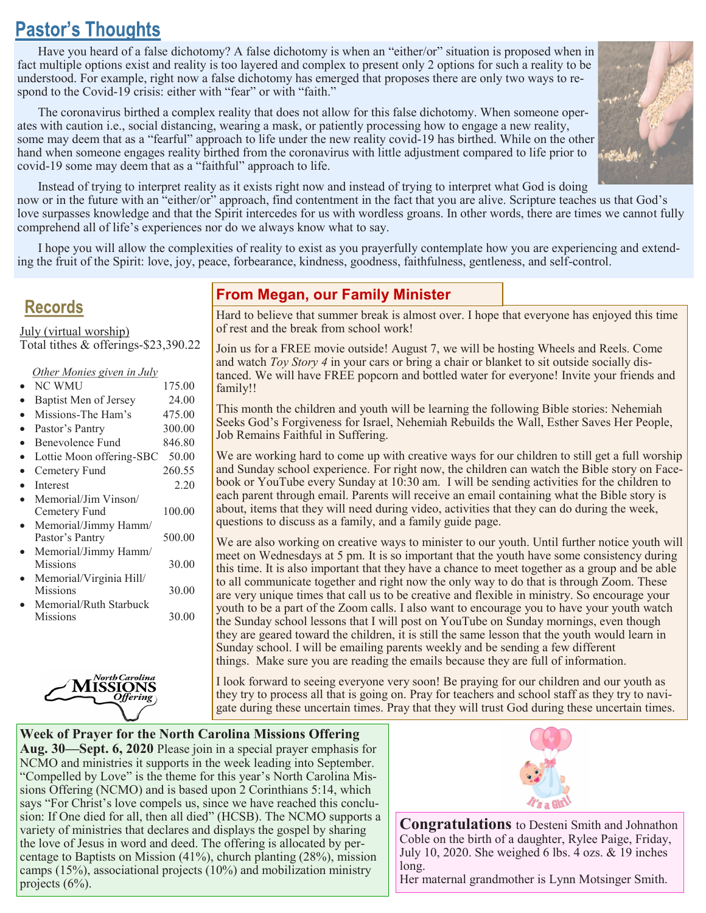## Pastor's Thoughts

Have you heard of a false dichotomy? A false dichotomy is when an "either/or" situation is proposed when in fact multiple options exist and reality is too layered and complex to present only 2 options for such a reality to be understood. For example, right now a false dichotomy has emerged that proposes there are only two ways to respond to the Covid-19 crisis: either with "fear" or with "faith."

The coronavirus birthed a complex reality that does not allow for this false dichotomy. When someone operates with caution i.e., social distancing, wearing a mask, or patiently processing how to engage a new reality, some may deem that as a "fearful" approach to life under the new reality covid-19 has birthed. While on the other hand when someone engages reality birthed from the coronavirus with little adjustment compared to life prior to covid-19 some may deem that as a "faithful" approach to life.

Instead of trying to interpret reality as it exists right now and instead of trying to interpret what God is doing now or in the future with an "either/or" approach, find contentment in the fact that you are alive. Scripture teaches us that God's love surpasses knowledge and that the Spirit intercedes for us with wordless groans. In other words, there are times we cannot fully comprehend all of life's experiences nor do we always know what to say.

I hope you will allow the complexities of reality to exist as you prayerfully contemplate how you are experiencing and extending the fruit of the Spirit: love, joy, peace, forbearance, kindness, goodness, faithfulness, gentleness, and self-control.

## Records

July (virtual worship)
Total tithes & offerings-$23,390.22

*Other Monies given in July*

| | |
|---|---|
| NC WMU | 175.00 |
| Baptist Men of Jersey | 24.00 |
| Missions-The Ham's | 475.00 |
| Pastor's Pantry | 300.00 |
| Benevolence Fund | 846.80 |
| Lottie Moon offering-SBC | 50.00 |
| Cemetery Fund | 260.55 |
| Interest | 2.20 |
| Memorial/Jim Vinson/ Cemetery Fund | 100.00 |
| Memorial/Jimmy Hamm/ Pastor's Pantry | 500.00 |
| Memorial/Jimmy Hamm/ Missions | 30.00 |
| Memorial/Virginia Hill/ Missions | 30.00 |
| Memorial/Ruth Starbuck Missions | 30.00 |

## From Megan, our Family Minister

Hard to believe that summer break is almost over. I hope that everyone has enjoyed this time of rest and the break from school work!

Join us for a FREE movie outside! August 7, we will be hosting Wheels and Reels. Come and watch *Toy Story 4* in your cars or bring a chair or blanket to sit outside socially distanced. We will have FREE popcorn and bottled water for everyone! Invite your friends and family!!

This month the children and youth will be learning the following Bible stories: Nehemiah Seeks God's Forgiveness for Israel, Nehemiah Rebuilds the Wall, Esther Saves Her People, Job Remains Faithful in Suffering.

We are working hard to come up with creative ways for our children to still get a full worship and Sunday school experience. For right now, the children can watch the Bible story on Facebook or YouTube every Sunday at 10:30 am. I will be sending activities for the children to each parent through email. Parents will receive an email containing what the Bible story is about, items that they will need during video, activities that they can do during the week, questions to discuss as a family, and a family guide page.

We are also working on creative ways to minister to our youth. Until further notice youth will meet on Wednesdays at 5 pm. It is so important that the youth have some consistency during this time. It is also important that they have a chance to meet together as a group and be able to all communicate together and right now the only way to do that is through Zoom. These are very unique times that call us to be creative and flexible in ministry. So encourage your youth to be a part of the Zoom calls. I also want to encourage you to have your youth watch the Sunday school lessons that I will post on YouTube on Sunday mornings, even though they are geared toward the children, it is still the same lesson that the youth would learn in Sunday school. I will be emailing parents weekly and be sending a few different things. Make sure you are reading the emails because they are full of information.

I look forward to seeing everyone very soon! Be praying for our children and our youth as they try to process all that is going on. Pray for teachers and school staff as they try to navigate during these uncertain times. Pray that they will trust God during these uncertain times.

**Week of Prayer for the North Carolina Missions Offering**
**Aug. 30—Sept. 6, 2020** Please join in a special prayer emphasis for NCMO and ministries it supports in the week leading into September. "Compelled by Love" is the theme for this year's North Carolina Missions Offering (NCMO) and is based upon 2 Corinthians 5:14, which says "For Christ's love compels us, since we have reached this conclusion: If One died for all, then all died" (HCSB). The NCMO supports a variety of ministries that declares and displays the gospel by sharing the love of Jesus in word and deed. The offering is allocated by percentage to Baptists on Mission (41%), church planting (28%), mission camps (15%), associational projects (10%) and mobilization ministry projects (6%).

**Congratulations** to Desteni Smith and Johnathon Coble on the birth of a daughter, Rylee Paige, Friday, July 10, 2020. She weighed 6 lbs. 4 ozs. & 19 inches long.
Her maternal grandmother is Lynn Motsinger Smith.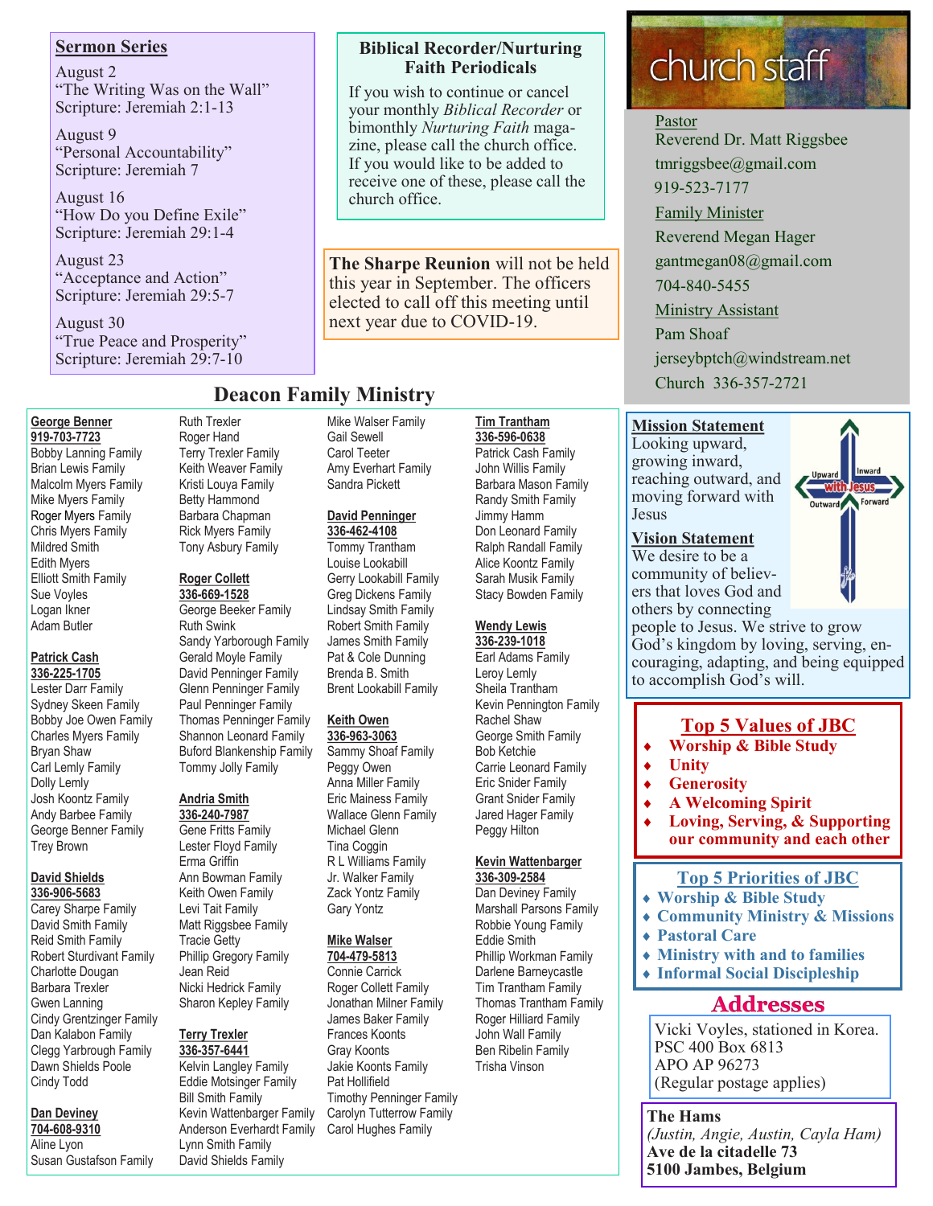## Sermon Series

August 2
"The Writing Was on the Wall"
Scripture: Jeremiah 2:1-13

August 9
"Personal Accountability"
Scripture: Jeremiah 7

August 16
"How Do you Define Exile"
Scripture: Jeremiah 29:1-4

August 23
"Acceptance and Action"
Scripture: Jeremiah 29:5-7

August 30
"True Peace and Prosperity"
Scripture: Jeremiah 29:7-10

## Biblical Recorder/Nurturing Faith Periodicals

If you wish to continue or cancel your monthly *Biblical Recorder* or bimonthly *Nurturing Faith* magazine, please call the church office. If you would like to be added to receive one of these, please call the church office.

**The Sharpe Reunion** will not be held this year in September. The officers elected to call off this meeting until next year due to COVID-19.

## church staff

Pastor
Reverend Dr. Matt Riggsbee
tmriggsbee@gmail.com
919-523-7177

Family Minister
Reverend Megan Hager
gantmegan08@gmail.com
704-840-5455

Ministry Assistant
Pam Shoaf
jerseybptch@windstream.net
Church 336-357-2721

## Deacon Family Ministry

**George Benner**
**919-703-7723**
Bobby Lanning Family
Brian Lewis Family
Malcolm Myers Family
Mike Myers Family
Roger Myers Family
Chris Myers Family
Mildred Smith
Edith Myers
Elliott Smith Family
Sue Voyles
Logan Ikner
Adam Butler

**Patrick Cash**
**336-225-1705**
Lester Darr Family
Sydney Skeen Family
Bobby Joe Owen Family
Charles Myers Family
Bryan Shaw
Carl Lemly Family
Dolly Lemly
Josh Koontz Family
Andy Barbee Family
George Benner Family
Trey Brown

**David Shields**
**336-906-5683**
Carey Sharpe Family
David Smith Family
Reid Smith Family
Robert Sturdivant Family
Charlotte Dougan
Barbara Trexler
Gwen Lanning
Cindy Grentzinger Family
Dan Kalabon Family
Clegg Yarbrough Family
Dawn Shields Poole
Cindy Todd

**Dan Deviney**
**704-608-9310**
Aline Lyon
Susan Gustafson Family
Ruth Trexler
Roger Hand
Terry Trexler Family
Keith Weaver Family
Kristi Louya Family
Betty Hammond
Barbara Chapman
Rick Myers Family
Tony Asbury Family

**Roger Collett**
**336-669-1528**
George Beeker Family
Ruth Swink
Sandy Yarborough Family
Gerald Moyle Family
David Penninger Family
Glenn Penninger Family
Paul Penninger Family
Thomas Penninger Family
Shannon Leonard Family
Buford Blankenship Family
Tommy Jolly Family

**Andria Smith**
**336-240-7987**
Gene Fritts Family
Lester Floyd Family
Erma Griffin
Ann Bowman Family
Keith Owen Family
Levi Tait Family
Matt Riggsbee Family
Tracie Getty
Phillip Gregory Family
Jean Reid
Nicki Hedrick Family
Sharon Kepley Family

**Terry Trexler**
**336-357-6441**
Kelvin Langley Family
Eddie Motsinger Family
Bill Smith Family
Kevin Wattenbarger Family
Anderson Everhardt Family
Lynn Smith Family
David Shields Family
Mike Walser Family
Gail Sewell
Carol Teeter
Amy Everhart Family
Sandra Pickett

**David Penninger**
**336-462-4108**
Tommy Trantham
Louise Lookabill
Gerry Lookabill Family
Greg Dickens Family
Lindsay Smith Family
Robert Smith Family
James Smith Family
Pat & Cole Dunning
Brenda B. Smith
Brent Lookabill Family

**Keith Owen**
**336-963-3063**
Sammy Shoaf Family
Peggy Owen
Anna Miller Family
Eric Mainess Family
Wallace Glenn Family
Michael Glenn
Tina Coggin
R L Williams Family
Jr. Walker Family
Zack Yontz Family
Gary Yontz

**Mike Walser**
**704-479-5813**
Connie Carrick
Roger Collett Family
Jonathan Milner Family
James Baker Family
Frances Koonts
Gray Koonts
Jakie Koonts Family
Pat Hollifield
Timothy Penninger Family
Carolyn Tutterrow Family
Carol Hughes Family

**Tim Trantham**
**336-596-0638**
Patrick Cash Family
John Willis Family
Barbara Mason Family
Randy Smith Family
Jimmy Hamm
Don Leonard Family
Ralph Randall Family
Alice Koontz Family
Sarah Musik Family
Stacy Bowden Family

**Wendy Lewis**
**336-239-1018**
Earl Adams Family
Leroy Lemly
Sheila Trantham
Kevin Pennington Family
Rachel Shaw
George Smith Family
Bob Ketchie
Carrie Leonard Family
Eric Snider Family
Grant Snider Family
Jared Hager Family
Peggy Hilton

**Kevin Wattenbarger**
**336-309-2584**
Dan Deviney Family
Marshall Parsons Family
Robbie Young Family
Eddie Smith
Phillip Workman Family
Darlene Barneycastle
Tim Trantham Family
Thomas Trantham Family
Roger Hilliard Family
John Wall Family
Ben Ribelin Family
Trisha Vinson

## Mission Statement

Looking upward, growing inward, reaching outward, and moving forward with Jesus

## Vision Statement

We desire to be a community of believers that loves God and others by connecting people to Jesus. We strive to grow God's kingdom by loving, serving, encouraging, adapting, and being equipped to accomplish God's will.

## Top 5 Values of JBC

- **Worship & Bible Study**
- **Unity**
- **Generosity**
- **A Welcoming Spirit**
- **Loving, Serving, & Supporting our community and each other**

## Top 5 Priorities of JBC

- **Worship & Bible Study**
- **Community Ministry & Missions**
- **Pastoral Care**
- **Ministry with and to families**
- **Informal Social Discipleship**

## Addresses

Vicki Voyles, stationed in Korea.
PSC 400 Box 6813
APO AP 96273
(Regular postage applies)

**The Hams**
*(Justin, Angie, Austin, Cayla Ham)*
**Ave de la citadelle 73**
**5100 Jambes, Belgium**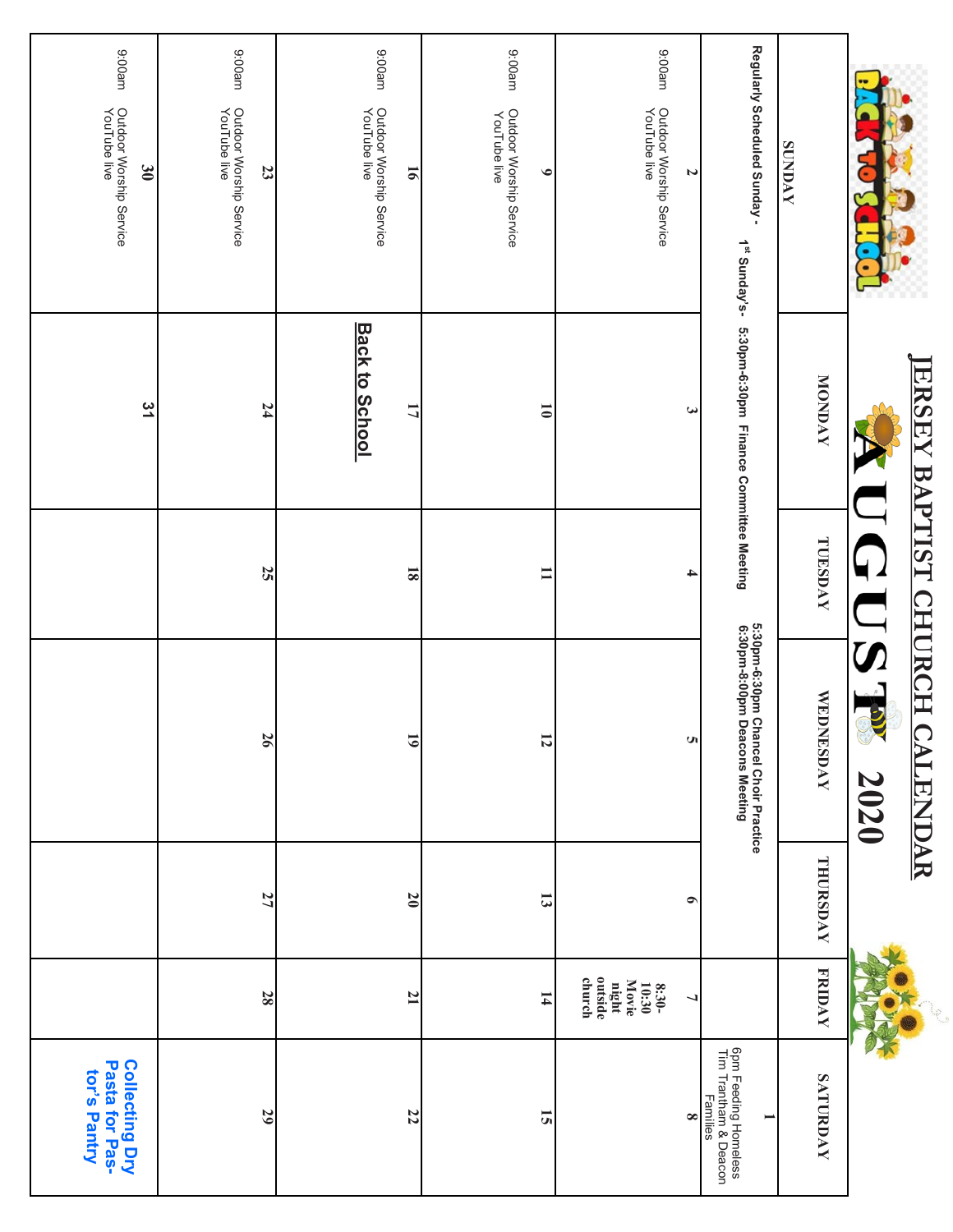# JERSEY BAPTIST CHURCH CALENDAR

## AUGUST 2020

| SUNDAY | MONDAY | TUESDAY | WEDNESDAY | THURSDAY | FRIDAY | SATURDAY |
|---|---|---|---|---|---|---|
| Regularly Scheduled Sunday - 1st Sunday's- 5:30pm-6:30pm Finance Committee Meeting | | | 5:30pm-6:30pm Chancel Choir Practice 6:30pm-8:00pm Deacons Meeting | | | 1 6pm Feeding Homeless Tim Trantham & Deacon Families |
| 2 9:00am Outdoor Worship Service YouTube live | 3 | 4 | 5 | 6 | 7 8:30-10:30 Movie night outside church | 8 |
| 9 9:00am Outdoor Worship Service YouTube live | 10 | 11 | 12 | 13 | 14 | 15 |
| 16 9:00am Outdoor Worship Service YouTube live | 17 **Back to School** | 18 | 19 | 20 | 21 | 22 |
| 23 9:00am Outdoor Worship Service YouTube live | 24 | 25 | 26 | 27 | 28 | 29 |
| 30 9:00am Outdoor Worship Service YouTube live | 31 | | | | | **Collecting Dry Pasta for Pastor's Pantry** |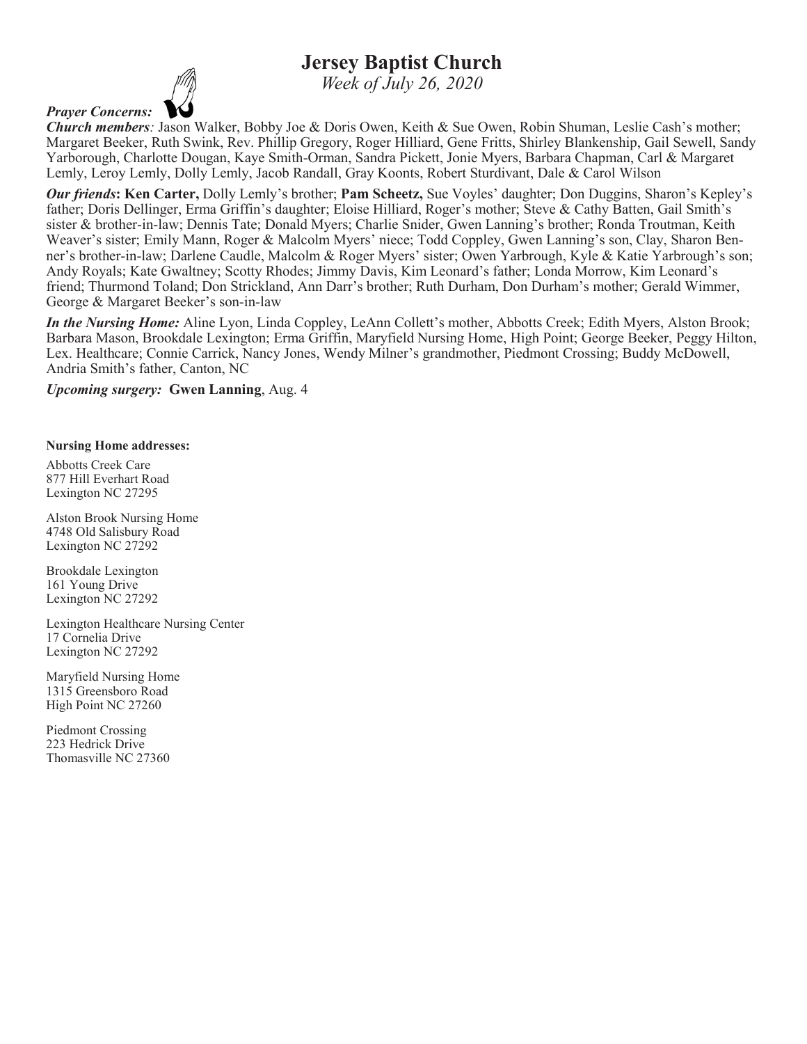# Jersey Baptist Church

*Week of July 26, 2020*

***Prayer Concerns:***

***Church members**:* Jason Walker, Bobby Joe & Doris Owen, Keith & Sue Owen, Robin Shuman, Leslie Cash's mother; Margaret Beeker, Ruth Swink, Rev. Phillip Gregory, Roger Hilliard, Gene Fritts, Shirley Blankenship, Gail Sewell, Sandy Yarborough, Charlotte Dougan, Kaye Smith-Orman, Sandra Pickett, Jonie Myers, Barbara Chapman, Carl & Margaret Lemly, Leroy Lemly, Dolly Lemly, Jacob Randall, Gray Koonts, Robert Sturdivant, Dale & Carol Wilson

***Our friends*: Ken Carter,** Dolly Lemly's brother; **Pam Scheetz,** Sue Voyles' daughter; Don Duggins, Sharon's Kepley's father; Doris Dellinger, Erma Griffin's daughter; Eloise Hilliard, Roger's mother; Steve & Cathy Batten, Gail Smith's sister & brother-in-law; Dennis Tate; Donald Myers; Charlie Snider, Gwen Lanning's brother; Ronda Troutman, Keith Weaver's sister; Emily Mann, Roger & Malcolm Myers' niece; Todd Coppley, Gwen Lanning's son, Clay, Sharon Benner's brother-in-law; Darlene Caudle, Malcolm & Roger Myers' sister; Owen Yarbrough, Kyle & Katie Yarbrough's son; Andy Royals; Kate Gwaltney; Scotty Rhodes; Jimmy Davis, Kim Leonard's father; Londa Morrow, Kim Leonard's friend; Thurmond Toland; Don Strickland, Ann Darr's brother; Ruth Durham, Don Durham's mother; Gerald Wimmer, George & Margaret Beeker's son-in-law

***In the Nursing Home:*** Aline Lyon, Linda Coppley, LeAnn Collett's mother, Abbotts Creek; Edith Myers, Alston Brook; Barbara Mason, Brookdale Lexington; Erma Griffin, Maryfield Nursing Home, High Point; George Beeker, Peggy Hilton, Lex. Healthcare; Connie Carrick, Nancy Jones, Wendy Milner's grandmother, Piedmont Crossing; Buddy McDowell, Andria Smith's father, Canton, NC

***Upcoming surgery:* Gwen Lanning**, Aug. 4

**Nursing Home addresses:**

Abbotts Creek Care
877 Hill Everhart Road
Lexington NC 27295

Alston Brook Nursing Home
4748 Old Salisbury Road
Lexington NC 27292

Brookdale Lexington
161 Young Drive
Lexington NC 27292

Lexington Healthcare Nursing Center
17 Cornelia Drive
Lexington NC 27292

Maryfield Nursing Home
1315 Greensboro Road
High Point NC 27260

Piedmont Crossing
223 Hedrick Drive
Thomasville NC 27360